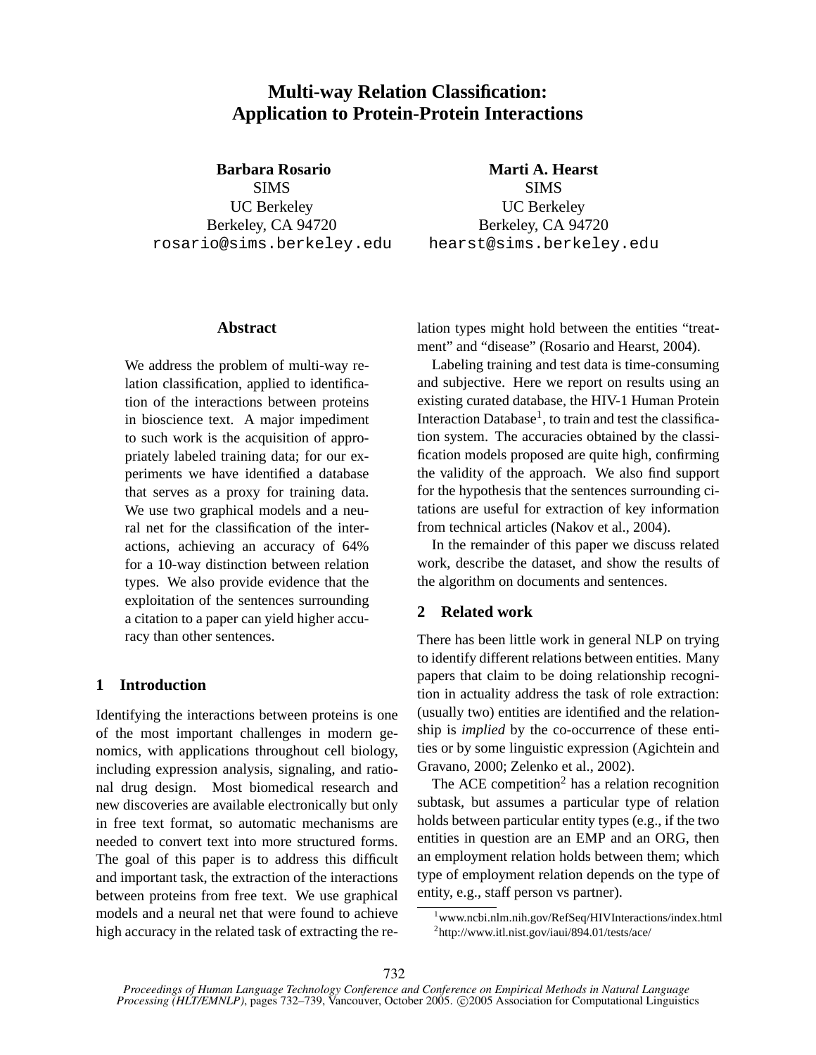# Multi-way Relation Classification: Application to Protein-Protein Interactions

**Barbara Rosario**
SIMS
UC Berkeley
Berkeley, CA 94720
rosario@sims.berkeley.edu

**Marti A. Hearst**
SIMS
UC Berkeley
Berkeley, CA 94720
hearst@sims.berkeley.edu

## Abstract

We address the problem of multi-way relation classification, applied to identification of the interactions between proteins in bioscience text. A major impediment to such work is the acquisition of appropriately labeled training data; for our experiments we have identified a database that serves as a proxy for training data. We use two graphical models and a neural net for the classification of the interactions, achieving an accuracy of 64% for a 10-way distinction between relation types. We also provide evidence that the exploitation of the sentences surrounding a citation to a paper can yield higher accuracy than other sentences.

## 1 Introduction

Identifying the interactions between proteins is one of the most important challenges in modern genomics, with applications throughout cell biology, including expression analysis, signaling, and rational drug design. Most biomedical research and new discoveries are available electronically but only in free text format, so automatic mechanisms are needed to convert text into more structured forms. The goal of this paper is to address this difficult and important task, the extraction of the interactions between proteins from free text. We use graphical models and a neural net that were found to achieve high accuracy in the related task of extracting the relation types might hold between the entities "treatment" and "disease" (Rosario and Hearst, 2004).

Labeling training and test data is time-consuming and subjective. Here we report on results using an existing curated database, the HIV-1 Human Protein Interaction Database[1], to train and test the classification system. The accuracies obtained by the classification models proposed are quite high, confirming the validity of the approach. We also find support for the hypothesis that the sentences surrounding citations are useful for extraction of key information from technical articles (Nakov et al., 2004).

In the remainder of this paper we discuss related work, describe the dataset, and show the results of the algorithm on documents and sentences.

## 2 Related work

There has been little work in general NLP on trying to identify different relations between entities. Many papers that claim to be doing relationship recognition in actuality address the task of role extraction: (usually two) entities are identified and the relationship is *implied* by the co-occurrence of these entities or by some linguistic expression (Agichtein and Gravano, 2000; Zelenko et al., 2002).

The ACE competition[2] has a relation recognition subtask, but assumes a particular type of relation holds between particular entity types (e.g., if the two entities in question are an EMP and an ORG, then an employment relation holds between them; which type of employment relation depends on the type of entity, e.g., staff person vs partner).

[1] www.ncbi.nlm.nih.gov/RefSeq/HIVInteractions/index.html
[2] http://www.itl.nist.gov/iaui/894.01/tests/ace/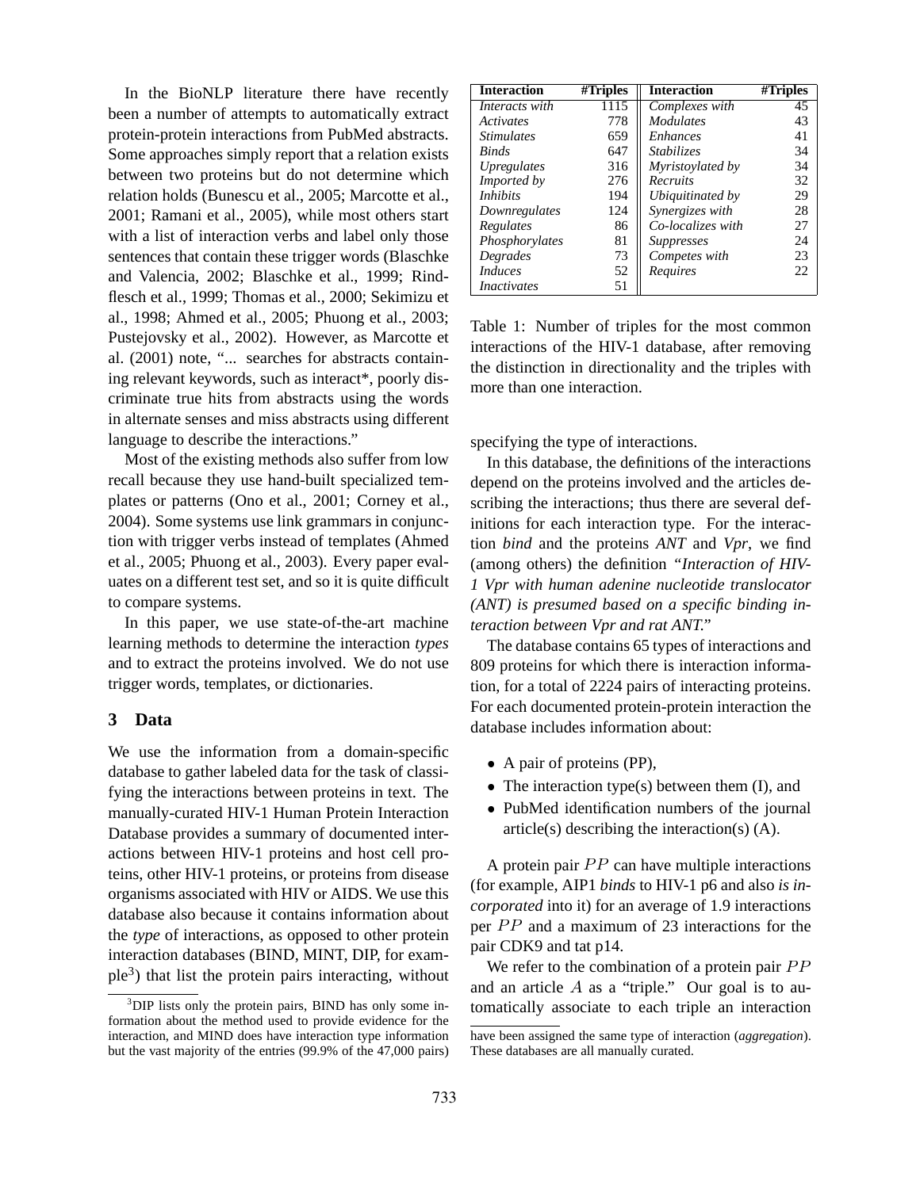In the BioNLP literature there have recently been a number of attempts to automatically extract protein-protein interactions from PubMed abstracts. Some approaches simply report that a relation exists between two proteins but do not determine which relation holds (Bunescu et al., 2005; Marcotte et al., 2001; Ramani et al., 2005), while most others start with a list of interaction verbs and label only those sentences that contain these trigger words (Blaschke and Valencia, 2002; Blaschke et al., 1999; Rindflesch et al., 1999; Thomas et al., 2000; Sekimizu et al., 1998; Ahmed et al., 2005; Phuong et al., 2003; Pustejovsky et al., 2002). However, as Marcotte et al. (2001) note, "... searches for abstracts containing relevant keywords, such as interact*, poorly discriminate true hits from abstracts using the words in alternate senses and miss abstracts using different language to describe the interactions."

Most of the existing methods also suffer from low recall because they use hand-built specialized templates or patterns (Ono et al., 2001; Corney et al., 2004). Some systems use link grammars in conjunction with trigger verbs instead of templates (Ahmed et al., 2005; Phuong et al., 2003). Every paper evaluates on a different test set, and so it is quite difficult to compare systems.

In this paper, we use state-of-the-art machine learning methods to determine the interaction *types* and to extract the proteins involved. We do not use trigger words, templates, or dictionaries.

## 3 Data

We use the information from a domain-specific database to gather labeled data for the task of classifying the interactions between proteins in text. The manually-curated HIV-1 Human Protein Interaction Database provides a summary of documented interactions between HIV-1 proteins and host cell proteins, other HIV-1 proteins, or proteins from disease organisms associated with HIV or AIDS. We use this database also because it contains information about the *type* of interactions, as opposed to other protein interaction databases (BIND, MINT, DIP, for example[3]) that list the protein pairs interacting, without specifying the type of interactions.

[3]DIP lists only the protein pairs, BIND has only some information about the method used to provide evidence for the interaction, and MIND does have interaction type information but the vast majority of the entries (99.9% of the 47,000 pairs) have been assigned the same type of interaction (*aggregation*). These databases are all manually curated.

| **Interaction** | **#Triples** | **Interaction** | **#Triples** |
|---|---|---|---|
| *Interacts with* | 1115 | *Complexes with* | 45 |
| *Activates* | 778 | *Modulates* | 43 |
| *Stimulates* | 659 | *Enhances* | 41 |
| *Binds* | 647 | *Stabilizes* | 34 |
| *Upregulates* | 316 | *Myristoylated by* | 34 |
| *Imported by* | 276 | *Recruits* | 32 |
| *Inhibits* | 194 | *Ubiquitinated by* | 29 |
| *Downregulates* | 124 | *Synergizes with* | 28 |
| *Regulates* | 86 | *Co-localizes with* | 27 |
| *Phosphorylates* | 81 | *Suppresses* | 24 |
| *Degrades* | 73 | *Competes with* | 23 |
| *Induces* | 52 | *Requires* | 22 |
| *Inactivates* | 51 | | |

Table 1: Number of triples for the most common interactions of the HIV-1 database, after removing the distinction in directionality and the triples with more than one interaction.

In this database, the definitions of the interactions depend on the proteins involved and the articles describing the interactions; thus there are several definitions for each interaction type. For the interaction *bind* and the proteins *ANT* and *Vpr*, we find (among others) the definition *"Interaction of HIV-1 Vpr with human adenine nucleotide translocator (ANT) is presumed based on a specific binding interaction between Vpr and rat ANT."*

The database contains 65 types of interactions and 809 proteins for which there is interaction information, for a total of 2224 pairs of interacting proteins. For each documented protein-protein interaction the database includes information about:

- A pair of proteins (PP),
- The interaction type(s) between them (I), and
- PubMed identification numbers of the journal article(s) describing the interaction(s) (A).

A protein pair $PP$ can have multiple interactions (for example, AIP1 *binds* to HIV-1 p6 and also *is incorporated* into it) for an average of 1.9 interactions per $PP$ and a maximum of 23 interactions for the pair CDK9 and tat p14.

We refer to the combination of a protein pair $PP$ and an article $A$ as a "triple." Our goal is to automatically associate to each triple an interaction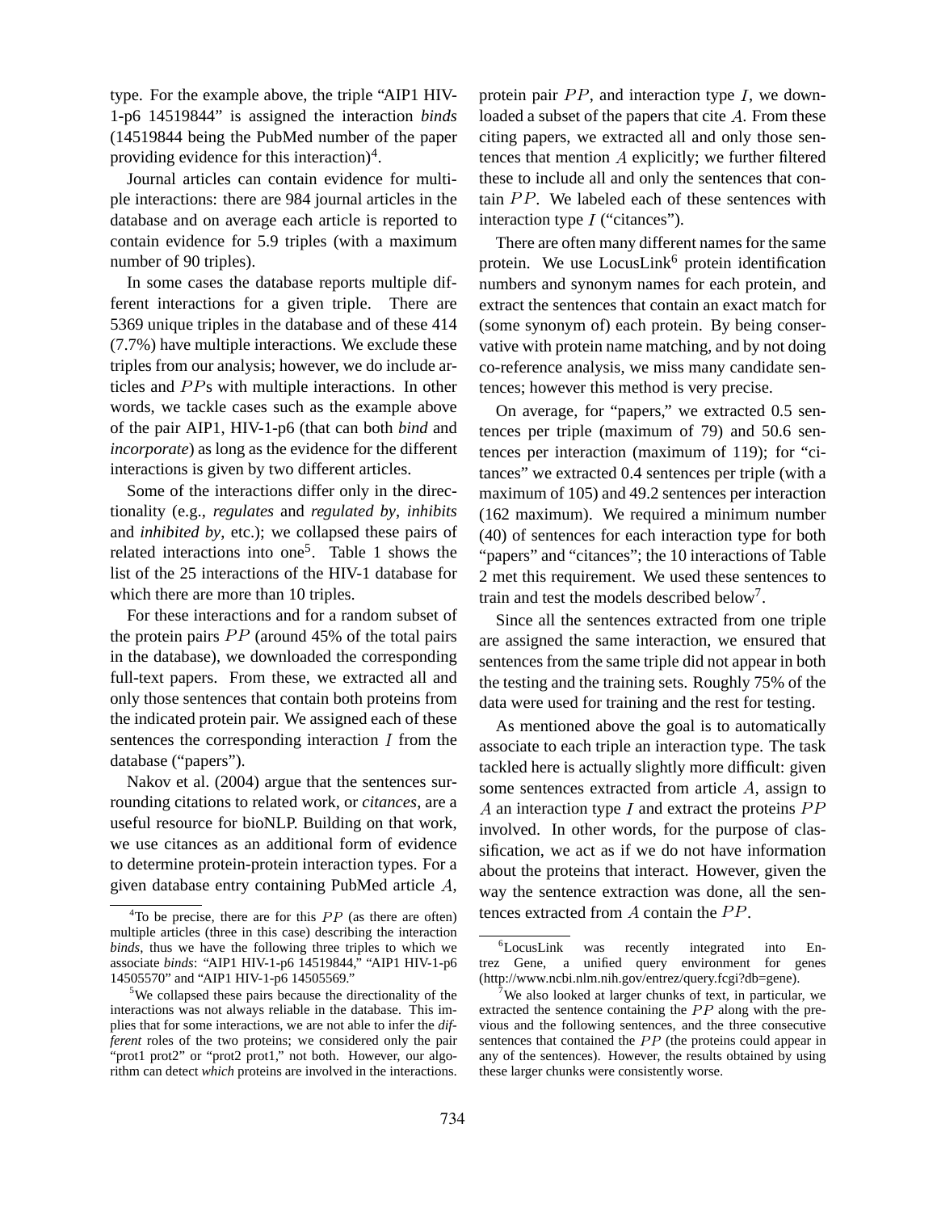type. For the example above, the triple "AIP1 HIV-1-p6 14519844" is assigned the interaction *binds* (14519844 being the PubMed number of the paper providing evidence for this interaction)[4].

Journal articles can contain evidence for multiple interactions: there are 984 journal articles in the database and on average each article is reported to contain evidence for 5.9 triples (with a maximum number of 90 triples).

In some cases the database reports multiple different interactions for a given triple. There are 5369 unique triples in the database and of these 414 (7.7%) have multiple interactions. We exclude these triples from our analysis; however, we do include articles and $PP$s with multiple interactions. In other words, we tackle cases such as the example above of the pair AIP1, HIV-1-p6 (that can both *bind* and *incorporate*) as long as the evidence for the different interactions is given by two different articles.

Some of the interactions differ only in the directionality (e.g., *regulates* and *regulated by*, *inhibits* and *inhibited by*, etc.); we collapsed these pairs of related interactions into one[5]. Table 1 shows the list of the 25 interactions of the HIV-1 database for which there are more than 10 triples.

For these interactions and for a random subset of the protein pairs $PP$ (around 45% of the total pairs in the database), we downloaded the corresponding full-text papers. From these, we extracted all and only those sentences that contain both proteins from the indicated protein pair. We assigned each of these sentences the corresponding interaction $I$ from the database ("papers").

Nakov et al. (2004) argue that the sentences surrounding citations to related work, or *citances*, are a useful resource for bioNLP. Building on that work, we use citances as an additional form of evidence to determine protein-protein interaction types. For a given database entry containing PubMed article $A$, protein pair $PP$, and interaction type $I$, we downloaded a subset of the papers that cite $A$. From these citing papers, we extracted all and only those sentences that mention $A$ explicitly; we further filtered these to include all and only the sentences that contain $PP$. We labeled each of these sentences with interaction type $I$ ("citances").

There are often many different names for the same protein. We use LocusLink[6] protein identification numbers and synonym names for each protein, and extract the sentences that contain an exact match for (some synonym of) each protein. By being conservative with protein name matching, and by not doing co-reference analysis, we miss many candidate sentences; however this method is very precise.

On average, for "papers," we extracted 0.5 sentences per triple (maximum of 79) and 50.6 sentences per interaction (maximum of 119); for "citances" we extracted 0.4 sentences per triple (with a maximum of 105) and 49.2 sentences per interaction (162 maximum). We required a minimum number (40) of sentences for each interaction type for both "papers" and "citances"; the 10 interactions of Table 2 met this requirement. We used these sentences to train and test the models described below[7].

Since all the sentences extracted from one triple are assigned the same interaction, we ensured that sentences from the same triple did not appear in both the testing and the training sets. Roughly 75% of the data were used for training and the rest for testing.

As mentioned above the goal is to automatically associate to each triple an interaction type. The task tackled here is actually slightly more difficult: given some sentences extracted from article $A$, assign to $A$ an interaction type $I$ and extract the proteins $PP$ involved. In other words, for the purpose of classification, we act as if we do not have information about the proteins that interact. However, given the way the sentence extraction was done, all the sentences extracted from $A$ contain the $PP$.

---

[4] To be precise, there are for this $PP$ (as there are often) multiple articles (three in this case) describing the interaction *binds*, thus we have the following three triples to which we associate *binds*: "AIP1 HIV-1-p6 14519844," "AIP1 HIV-1-p6 14505570" and "AIP1 HIV-1-p6 14505569."

[5] We collapsed these pairs because the directionality of the interactions was not always reliable in the database. This implies that for some interactions, we are not able to infer the *different* roles of the two proteins; we considered only the pair "prot1 prot2" or "prot2 prot1," not both. However, our algorithm can detect *which* proteins are involved in the interactions.

[6] LocusLink was recently integrated into Entrez Gene, a unified query environment for genes (http://www.ncbi.nlm.nih.gov/entrez/query.fcgi?db=gene).

[7] We also looked at larger chunks of text, in particular, we extracted the sentence containing the $PP$ along with the previous and the following sentences, and the three consecutive sentences that contained the $PP$ (the proteins could appear in any of the sentences). However, the results obtained by using these larger chunks were consistently worse.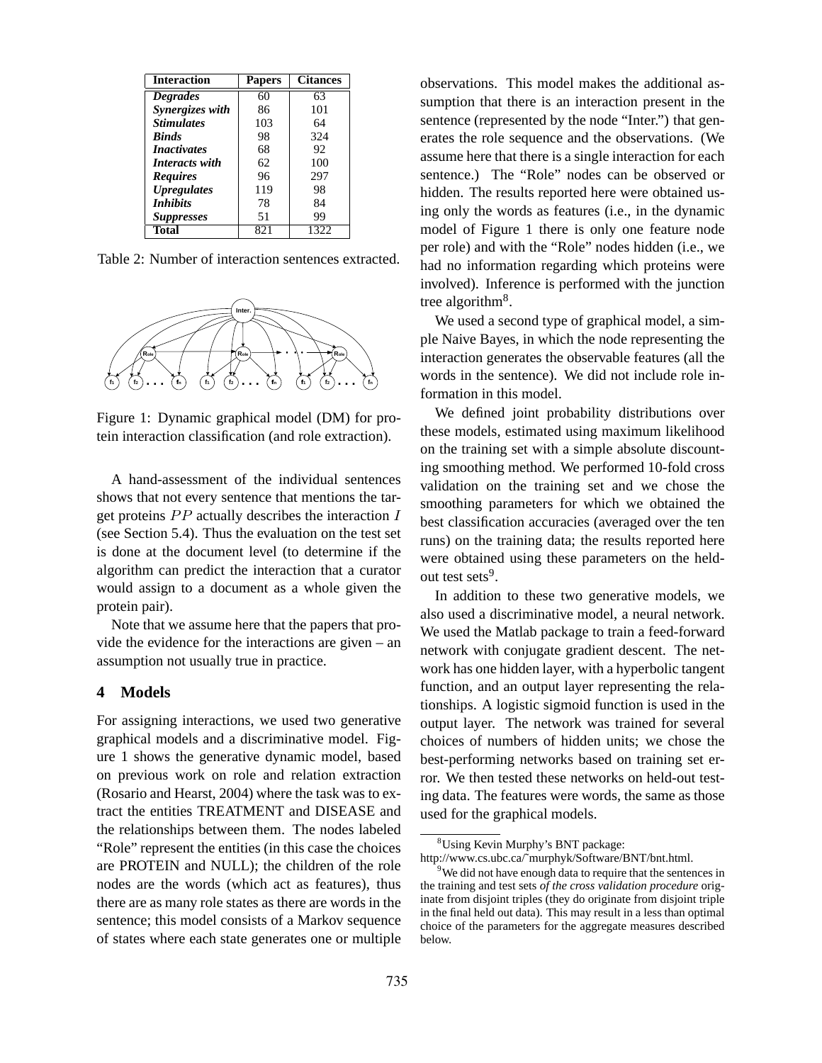| Interaction | Papers | Citances |
|---|---|---|
| ***Degrades*** | 60 | 63 |
| ***Synergizes with*** | 86 | 101 |
| ***Stimulates*** | 103 | 64 |
| ***Binds*** | 98 | 324 |
| ***Inactivates*** | 68 | 92 |
| ***Interacts with*** | 62 | 100 |
| ***Requires*** | 96 | 297 |
| ***Upregulates*** | 119 | 98 |
| ***Inhibits*** | 78 | 84 |
| ***Suppresses*** | 51 | 99 |
| **Total** | 821 | 1322 |

Table 2: Number of interaction sentences extracted.

Figure 1: Dynamic graphical model (DM) for protein interaction classification (and role extraction).

A hand-assessment of the individual sentences shows that not every sentence that mentions the target proteins $PP$ actually describes the interaction $I$ (see Section 5.4). Thus the evaluation on the test set is done at the document level (to determine if the algorithm can predict the interaction that a curator would assign to a document as a whole given the protein pair).

Note that we assume here that the papers that provide the evidence for the interactions are given – an assumption not usually true in practice.

## 4 Models

For assigning interactions, we used two generative graphical models and a discriminative model. Figure 1 shows the generative dynamic model, based on previous work on role and relation extraction (Rosario and Hearst, 2004) where the task was to extract the entities TREATMENT and DISEASE and the relationships between them. The nodes labeled "Role" represent the entities (in this case the choices are PROTEIN and NULL); the children of the role nodes are the words (which act as features), thus there are as many role states as there are words in the sentence; this model consists of a Markov sequence of states where each state generates one or multiple observations. This model makes the additional assumption that there is an interaction present in the sentence (represented by the node "Inter.") that generates the role sequence and the observations. (We assume here that there is a single interaction for each sentence.) The "Role" nodes can be observed or hidden. The results reported here were obtained using only the words as features (i.e., in the dynamic model of Figure 1 there is only one feature node per role) and with the "Role" nodes hidden (i.e., we had no information regarding which proteins were involved). Inference is performed with the junction tree algorithm[8].

We used a second type of graphical model, a simple Naive Bayes, in which the node representing the interaction generates the observable features (all the words in the sentence). We did not include role information in this model.

We defined joint probability distributions over these models, estimated using maximum likelihood on the training set with a simple absolute discounting smoothing method. We performed 10-fold cross validation on the training set and we chose the smoothing parameters for which we obtained the best classification accuracies (averaged over the ten runs) on the training data; the results reported here were obtained using these parameters on the held-out test sets[9].

In addition to these two generative models, we also used a discriminative model, a neural network. We used the Matlab package to train a feed-forward network with conjugate gradient descent. The network has one hidden layer, with a hyperbolic tangent function, and an output layer representing the relationships. A logistic sigmoid function is used in the output layer. The network was trained for several choices of numbers of hidden units; we chose the best-performing networks based on training set error. We then tested these networks on held-out testing data. The features were words, the same as those used for the graphical models.

---

[8] Using Kevin Murphy's BNT package: http://www.cs.ubc.ca/˜murphyk/Software/BNT/bnt.html.

[9] We did not have enough data to require that the sentences in the training and test sets *of the cross validation procedure* originate from disjoint triples (they do originate from disjoint triple in the final held out data). This may result in a less than optimal choice of the parameters for the aggregate measures described below.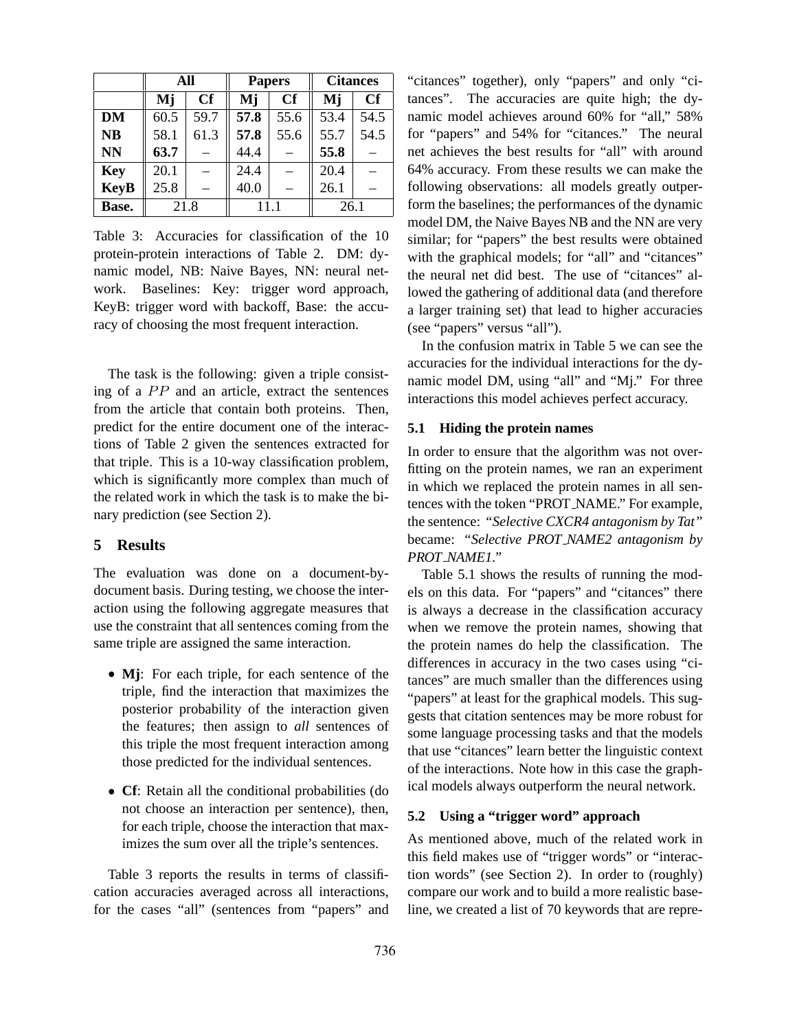|  | All |  | Papers |  | Citances |  |
|---|---|---|---|---|---|---|
|  | Mj | Cf | Mj | Cf | Mj | Cf |
| **DM** | 60.5 | 59.7 | **57.8** | 55.6 | 53.4 | 54.5 |
| **NB** | 58.1 | 61.3 | **57.8** | 55.6 | 55.7 | 54.5 |
| **NN** | **63.7** | – | 44.4 | – | **55.8** | – |
| **Key** | 20.1 | – | 24.4 | – | 20.4 | – |
| **KeyB** | 25.8 | – | 40.0 | – | 26.1 | – |
| **Base.** | 21.8 |  | 11.1 |  | 26.1 |  |

Table 3: Accuracies for classification of the 10 protein-protein interactions of Table 2. DM: dynamic model, NB: Naive Bayes, NN: neural network. Baselines: Key: trigger word approach, KeyB: trigger word with backoff, Base: the accuracy of choosing the most frequent interaction.

The task is the following: given a triple consisting of a $PP$ and an article, extract the sentences from the article that contain both proteins. Then, predict for the entire document one of the interactions of Table 2 given the sentences extracted for that triple. This is a 10-way classification problem, which is significantly more complex than much of the related work in which the task is to make the binary prediction (see Section 2).

## 5 Results

The evaluation was done on a document-by-document basis. During testing, we choose the interaction using the following aggregate measures that use the constraint that all sentences coming from the same triple are assigned the same interaction.

- **Mj**: For each triple, for each sentence of the triple, find the interaction that maximizes the posterior probability of the interaction given the features; then assign to *all* sentences of this triple the most frequent interaction among those predicted for the individual sentences.
- **Cf**: Retain all the conditional probabilities (do not choose an interaction per sentence), then, for each triple, choose the interaction that maximizes the sum over all the triple's sentences.

Table 3 reports the results in terms of classification accuracies averaged across all interactions, for the cases "all" (sentences from "papers" and "citances" together), only "papers" and only "citances". The accuracies are quite high; the dynamic model achieves around 60% for "all," 58% for "papers" and 54% for "citances." The neural net achieves the best results for "all" with around 64% accuracy. From these results we can make the following observations: all models greatly outperform the baselines; the performances of the dynamic model DM, the Naive Bayes NB and the NN are very similar; for "papers" the best results were obtained with the graphical models; for "all" and "citances" the neural net did best. The use of "citances" allowed the gathering of additional data (and therefore a larger training set) that lead to higher accuracies (see "papers" versus "all").

In the confusion matrix in Table 5 we can see the accuracies for the individual interactions for the dynamic model DM, using "all" and "Mj." For three interactions this model achieves perfect accuracy.

### 5.1 Hiding the protein names

In order to ensure that the algorithm was not overfitting on the protein names, we ran an experiment in which we replaced the protein names in all sentences with the token "PROT_NAME." For example, the sentence: *"Selective CXCR4 antagonism by Tat"* became: *"Selective PROT_NAME2 antagonism by PROT_NAME1."*

Table 5.1 shows the results of running the models on this data. For "papers" and "citances" there is always a decrease in the classification accuracy when we remove the protein names, showing that the protein names do help the classification. The differences in accuracy in the two cases using "citances" are much smaller than the differences using "papers" at least for the graphical models. This suggests that citation sentences may be more robust for some language processing tasks and that the models that use "citances" learn better the linguistic context of the interactions. Note how in this case the graphical models always outperform the neural network.

### 5.2 Using a "trigger word" approach

As mentioned above, much of the related work in this field makes use of "trigger words" or "interaction words" (see Section 2). In order to (roughly) compare our work and to build a more realistic baseline, we created a list of 70 keywords that are repre-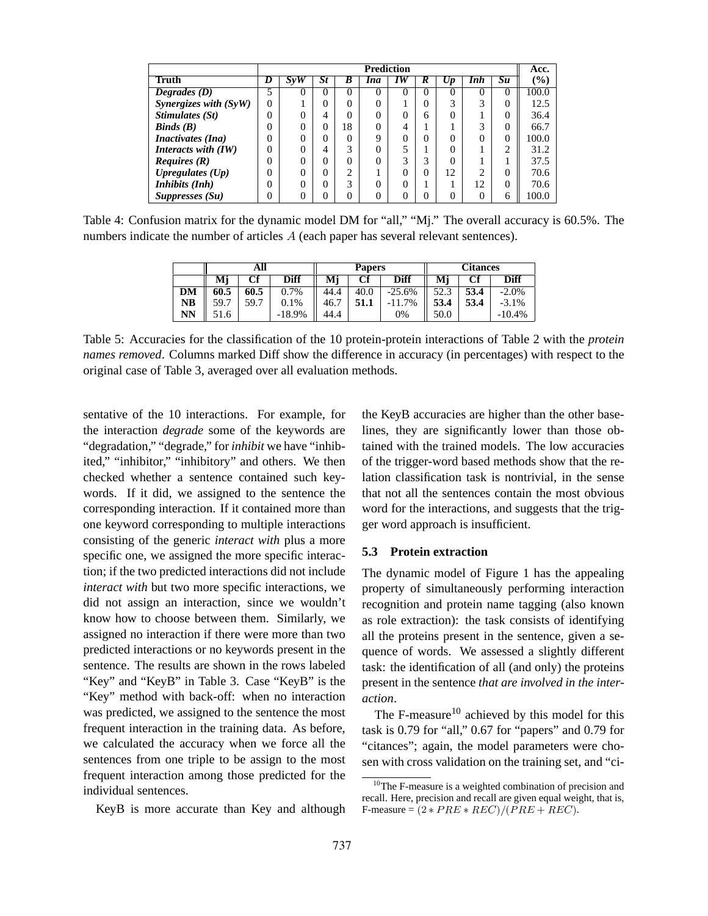| Truth | Prediction | | | | | | | | | | Acc. |
|---|---|---|---|---|---|---|---|---|---|---|---|
| | *D* | *SyW* | *St* | *B* | *Ina* | *IW* | *R* | *Up* | *Inh* | *Su* | (%) |
| ***Degrades (D)*** | 5 | 0 | 0 | 0 | 0 | 0 | 0 | 0 | 0 | 0 | 100.0 |
| ***Synergizes with (SyW)*** | 0 | 1 | 0 | 0 | 0 | 1 | 0 | 3 | 3 | 0 | 12.5 |
| ***Stimulates (St)*** | 0 | 0 | 4 | 0 | 0 | 0 | 6 | 0 | 1 | 0 | 36.4 |
| ***Binds (B)*** | 0 | 0 | 0 | 18 | 0 | 4 | 1 | 1 | 3 | 0 | 66.7 |
| ***Inactivates (Ina)*** | 0 | 0 | 0 | 0 | 9 | 0 | 0 | 0 | 0 | 0 | 100.0 |
| ***Interacts with (IW)*** | 0 | 0 | 4 | 3 | 0 | 5 | 1 | 0 | 1 | 2 | 31.2 |
| ***Requires (R)*** | 0 | 0 | 0 | 0 | 0 | 3 | 3 | 0 | 1 | 1 | 37.5 |
| ***Upregulates (Up)*** | 0 | 0 | 0 | 2 | 1 | 0 | 0 | 12 | 2 | 0 | 70.6 |
| ***Inhibits (Inh)*** | 0 | 0 | 0 | 3 | 0 | 0 | 1 | 1 | 12 | 0 | 70.6 |
| ***Suppresses (Su)*** | 0 | 0 | 0 | 0 | 0 | 0 | 0 | 0 | 0 | 6 | 100.0 |

Table 4: Confusion matrix for the dynamic model DM for "all," "Mj." The overall accuracy is 60.5%. The numbers indicate the number of articles $A$ (each paper has several relevant sentences).

| | All | | | Papers | | | Citances | | |
|---|---|---|---|---|---|---|---|---|---|
| | Mj | Cf | Diff | Mj | Cf | Diff | Mj | Cf | Diff |
| **DM** | **60.5** | **60.5** | 0.7% | 44.4 | 40.0 | -25.6% | 52.3 | **53.4** | -2.0% |
| **NB** | 59.7 | 59.7 | 0.1% | 46.7 | **51.1** | -11.7% | **53.4** | **53.4** | -3.1% |
| **NN** | 51.6 | | -18.9% | 44.4 | | 0% | 50.0 | | -10.4% |

Table 5: Accuracies for the classification of the 10 protein-protein interactions of Table 2 with the *protein names removed*. Columns marked Diff show the difference in accuracy (in percentages) with respect to the original case of Table 3, averaged over all evaluation methods.

sentative of the 10 interactions. For example, for the interaction *degrade* some of the keywords are "degradation," "degrade," for *inhibit* we have "inhibited," "inhibitor," "inhibitory" and others. We then checked whether a sentence contained such keywords. If it did, we assigned to the sentence the corresponding interaction. If it contained more than one keyword corresponding to multiple interactions consisting of the generic *interact with* plus a more specific one, we assigned the more specific interaction; if the two predicted interactions did not include *interact with* but two more specific interactions, we did not assign an interaction, since we wouldn't know how to choose between them. Similarly, we assigned no interaction if there were more than two predicted interactions or no keywords present in the sentence. The results are shown in the rows labeled "Key" and "KeyB" in Table 3. Case "KeyB" is the "Key" method with back-off: when no interaction was predicted, we assigned to the sentence the most frequent interaction in the training data. As before, we calculated the accuracy when we force all the sentences from one triple to be assign to the most frequent interaction among those predicted for the individual sentences.

KeyB is more accurate than Key and although the KeyB accuracies are higher than the other baselines, they are significantly lower than those obtained with the trained models. The low accuracies of the trigger-word based methods show that the relation classification task is nontrivial, in the sense that not all the sentences contain the most obvious word for the interactions, and suggests that the trigger word approach is insufficient.

### 5.3 Protein extraction

The dynamic model of Figure 1 has the appealing property of simultaneously performing interaction recognition and protein name tagging (also known as role extraction): the task consists of identifying all the proteins present in the sentence, given a sequence of words. We assessed a slightly different task: the identification of all (and only) the proteins present in the sentence *that are involved in the interaction*.

The F-measure[10] achieved by this model for this task is 0.79 for "all," 0.67 for "papers" and 0.79 for "citances"; again, the model parameters were chosen with cross validation on the training set, and "ci-

[10] The F-measure is a weighted combination of precision and recall. Here, precision and recall are given equal weight, that is, F-measure = $(2 * PRE * REC)/(PRE + REC)$.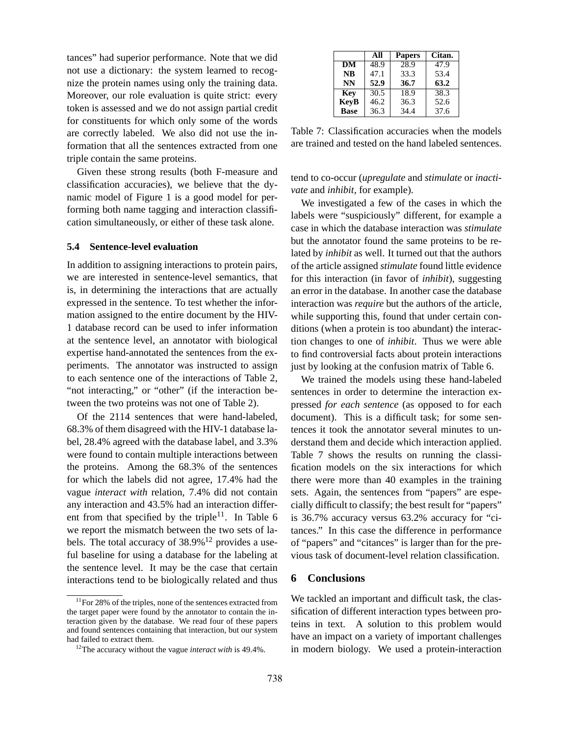tances" had superior performance. Note that we did not use a dictionary: the system learned to recognize the protein names using only the training data. Moreover, our role evaluation is quite strict: every token is assessed and we do not assign partial credit for constituents for which only some of the words are correctly labeled. We also did not use the information that all the sentences extracted from one triple contain the same proteins.

Given these strong results (both F-measure and classification accuracies), we believe that the dynamic model of Figure 1 is a good model for performing both name tagging and interaction classification simultaneously, or either of these task alone.

### 5.4 Sentence-level evaluation

In addition to assigning interactions to protein pairs, we are interested in sentence-level semantics, that is, in determining the interactions that are actually expressed in the sentence. To test whether the information assigned to the entire document by the HIV-1 database record can be used to infer information at the sentence level, an annotator with biological expertise hand-annotated the sentences from the experiments. The annotator was instructed to assign to each sentence one of the interactions of Table 2, "not interacting," or "other" (if the interaction between the two proteins was not one of Table 2).

Of the 2114 sentences that were hand-labeled, 68.3% of them disagreed with the HIV-1 database label, 28.4% agreed with the database label, and 3.3% were found to contain multiple interactions between the proteins. Among the 68.3% of the sentences for which the labels did not agree, 17.4% had the vague *interact with* relation, 7.4% did not contain any interaction and 43.5% had an interaction different from that specified by the triple[11]. In Table 6 we report the mismatch between the two sets of labels. The total accuracy of 38.9%[12] provides a useful baseline for using a database for the labeling at the sentence level. It may be the case that certain interactions tend to be biologically related and thus tend to co-occur (*upregulate* and *stimulate* or *inactivate* and *inhibit*, for example).

|  | All | Papers | Citan. |
|---|---|---|---|
| **DM** | 48.9 | 28.9 | 47.9 |
| **NB** | 47.1 | 33.3 | 53.4 |
| **NN** | **52.9** | **36.7** | **63.2** |
| **Key** | 30.5 | 18.9 | 38.3 |
| **KeyB** | 46.2 | 36.3 | 52.6 |
| **Base** | 36.3 | 34.4 | 37.6 |

Table 7: Classification accuracies when the models are trained and tested on the hand labeled sentences.

We investigated a few of the cases in which the labels were "suspiciously" different, for example a case in which the database interaction was *stimulate* but the annotator found the same proteins to be related by *inhibit* as well. It turned out that the authors of the article assigned *stimulate* found little evidence for this interaction (in favor of *inhibit*), suggesting an error in the database. In another case the database interaction was *require* but the authors of the article, while supporting this, found that under certain conditions (when a protein is too abundant) the interaction changes to one of *inhibit*. Thus we were able to find controversial facts about protein interactions just by looking at the confusion matrix of Table 6.

We trained the models using these hand-labeled sentences in order to determine the interaction expressed *for each sentence* (as opposed to for each document). This is a difficult task; for some sentences it took the annotator several minutes to understand them and decide which interaction applied. Table 7 shows the results on running the classification models on the six interactions for which there were more than 40 examples in the training sets. Again, the sentences from "papers" are especially difficult to classify; the best result for "papers" is 36.7% accuracy versus 63.2% accuracy for "citances." In this case the difference in performance of "papers" and "citances" is larger than for the previous task of document-level relation classification.

## 6 Conclusions

We tackled an important and difficult task, the classification of different interaction types between proteins in text. A solution to this problem would have an impact on a variety of important challenges in modern biology. We used a protein-interaction

[11] For 28% of the triples, none of the sentences extracted from the target paper were found by the annotator to contain the interaction given by the database. We read four of these papers and found sentences containing that interaction, but our system had failed to extract them.

[12] The accuracy without the vague *interact with* is 49.4%.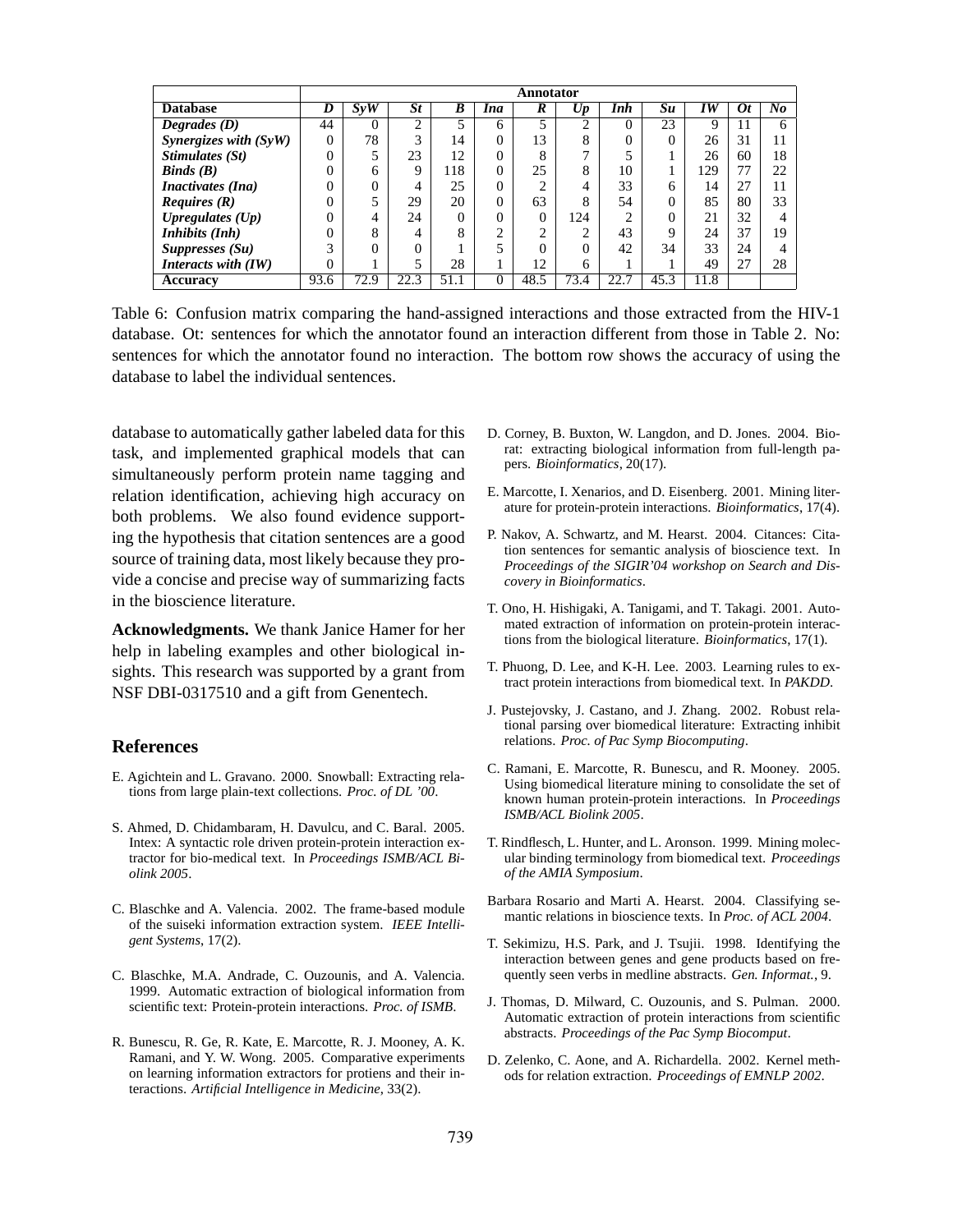| | Annotator | | | | | | | | | | | |
|---|---|---|---|---|---|---|---|---|---|---|---|---|
| **Database** | ***D*** | ***SyW*** | ***St*** | ***B*** | ***Ina*** | ***R*** | ***Up*** | ***Inh*** | ***Su*** | ***IW*** | ***Ot*** | ***No*** |
| ***Degrades (D)*** | 44 | 0 | 2 | 5 | 6 | 5 | 2 | 0 | 23 | 9 | 11 | 6 |
| ***Synergizes with (SyW)*** | 0 | 78 | 3 | 14 | 0 | 13 | 8 | 0 | 0 | 26 | 31 | 11 |
| ***Stimulates (St)*** | 0 | 5 | 23 | 12 | 0 | 8 | 7 | 5 | 1 | 26 | 60 | 18 |
| ***Binds (B)*** | 0 | 6 | 9 | 118 | 0 | 25 | 8 | 10 | 1 | 129 | 77 | 22 |
| ***Inactivates (Ina)*** | 0 | 0 | 4 | 25 | 0 | 2 | 4 | 33 | 6 | 14 | 27 | 11 |
| ***Requires (R)*** | 0 | 5 | 29 | 20 | 0 | 63 | 8 | 54 | 0 | 85 | 80 | 33 |
| ***Upregulates (Up)*** | 0 | 4 | 24 | 0 | 0 | 0 | 124 | 2 | 0 | 21 | 32 | 4 |
| ***Inhibits (Inh)*** | 0 | 8 | 4 | 8 | 2 | 2 | 2 | 43 | 9 | 24 | 37 | 19 |
| ***Suppresses (Su)*** | 3 | 0 | 0 | 1 | 5 | 0 | 0 | 42 | 34 | 33 | 24 | 4 |
| ***Interacts with (IW)*** | 0 | 1 | 5 | 28 | 1 | 12 | 6 | 1 | 1 | 49 | 27 | 28 |
| **Accuracy** | 93.6 | 72.9 | 22.3 | 51.1 | 0 | 48.5 | 73.4 | 22.7 | 45.3 | 11.8 | | |

Table 6: Confusion matrix comparing the hand-assigned interactions and those extracted from the HIV-1 database. Ot: sentences for which the annotator found an interaction different from those in Table 2. No: sentences for which the annotator found no interaction. The bottom row shows the accuracy of using the database to label the individual sentences.

database to automatically gather labeled data for this task, and implemented graphical models that can simultaneously perform protein name tagging and relation identification, achieving high accuracy on both problems. We also found evidence supporting the hypothesis that citation sentences are a good source of training data, most likely because they provide a concise and precise way of summarizing facts in the bioscience literature.

**Acknowledgments.** We thank Janice Hamer for her help in labeling examples and other biological insights. This research was supported by a grant from NSF DBI-0317510 and a gift from Genentech.

## References

E. Agichtein and L. Gravano. 2000. Snowball: Extracting relations from large plain-text collections. *Proc. of DL '00*.

S. Ahmed, D. Chidambaram, H. Davulcu, and C. Baral. 2005. Intex: A syntactic role driven protein-protein interaction extractor for bio-medical text. In *Proceedings ISMB/ACL Biolink 2005*.

C. Blaschke and A. Valencia. 2002. The frame-based module of the suiseki information extraction system. *IEEE Intelligent Systems*, 17(2).

C. Blaschke, M.A. Andrade, C. Ouzounis, and A. Valencia. 1999. Automatic extraction of biological information from scientific text: Protein-protein interactions. *Proc. of ISMB*.

R. Bunescu, R. Ge, R. Kate, E. Marcotte, R. J. Mooney, A. K. Ramani, and Y. W. Wong. 2005. Comparative experiments on learning information extractors for protiens and their interactions. *Artificial Intelligence in Medicine*, 33(2).

D. Corney, B. Buxton, W. Langdon, and D. Jones. 2004. Biorat: extracting biological information from full-length papers. *Bioinformatics*, 20(17).

E. Marcotte, I. Xenarios, and D. Eisenberg. 2001. Mining literature for protein-protein interactions. *Bioinformatics*, 17(4).

P. Nakov, A. Schwartz, and M. Hearst. 2004. Citances: Citation sentences for semantic analysis of bioscience text. In *Proceedings of the SIGIR'04 workshop on Search and Discovery in Bioinformatics*.

T. Ono, H. Hishigaki, A. Tanigami, and T. Takagi. 2001. Automated extraction of information on protein-protein interactions from the biological literature. *Bioinformatics*, 17(1).

T. Phuong, D. Lee, and K-H. Lee. 2003. Learning rules to extract protein interactions from biomedical text. In *PAKDD*.

J. Pustejovsky, J. Castano, and J. Zhang. 2002. Robust relational parsing over biomedical literature: Extracting inhibit relations. *Proc. of Pac Symp Biocomputing*.

C. Ramani, E. Marcotte, R. Bunescu, and R. Mooney. 2005. Using biomedical literature mining to consolidate the set of known human protein-protein interactions. In *Proceedings ISMB/ACL Biolink 2005*.

T. Rindflesch, L. Hunter, and L. Aronson. 1999. Mining molecular binding terminology from biomedical text. *Proceedings of the AMIA Symposium*.

Barbara Rosario and Marti A. Hearst. 2004. Classifying semantic relations in bioscience texts. In *Proc. of ACL 2004*.

T. Sekimizu, H.S. Park, and J. Tsujii. 1998. Identifying the interaction between genes and gene products based on frequently seen verbs in medline abstracts. *Gen. Informat.*, 9.

J. Thomas, D. Milward, C. Ouzounis, and S. Pulman. 2000. Automatic extraction of protein interactions from scientific abstracts. *Proceedings of the Pac Symp Biocomput*.

D. Zelenko, C. Aone, and A. Richardella. 2002. Kernel methods for relation extraction. *Proceedings of EMNLP 2002*.